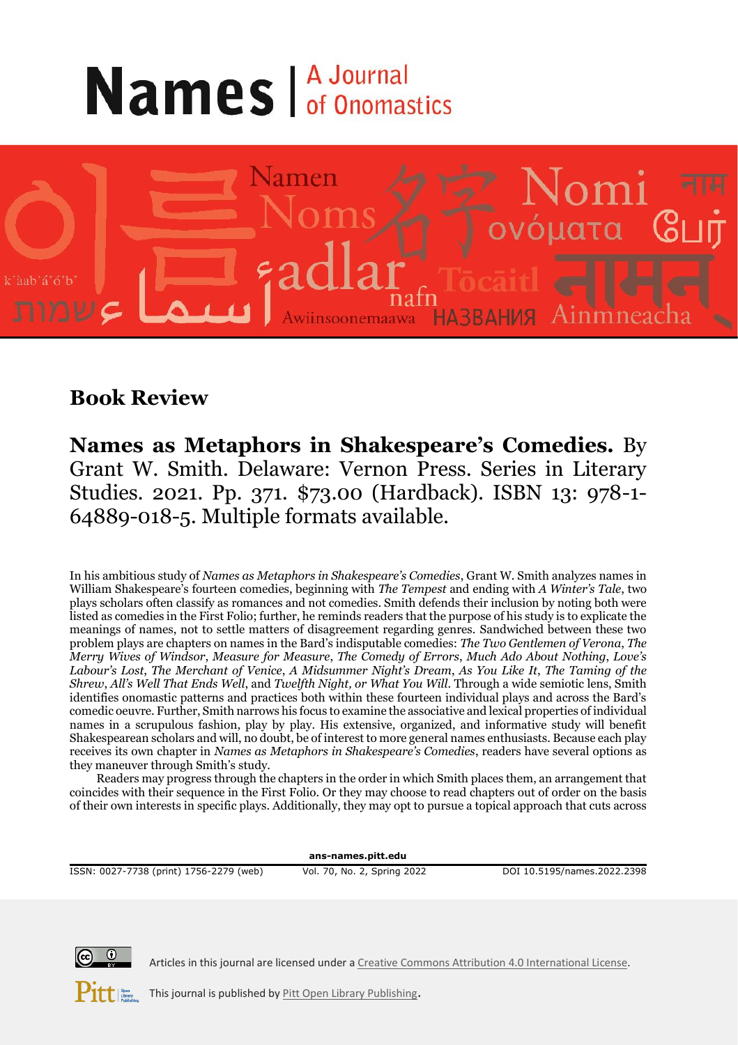# Names | A Journal of Onomastics

## Book Review

**Names as Metaphors in Shakespeare's Comedies.** By Grant W. Smith. Delaware: Vernon Press. Series in Literary Studies. 2021. Pp. 371. $73.00 (Hardback). ISBN 13: 978-1-64889-018-5. Multiple formats available.

In his ambitious study of *Names as Metaphors in Shakespeare's Comedies*, Grant W. Smith analyzes names in William Shakespeare's fourteen comedies, beginning with *The Tempest* and ending with *A Winter's Tale*, two plays scholars often classify as romances and not comedies. Smith defends their inclusion by noting both were listed as comedies in the First Folio; further, he reminds readers that the purpose of his study is to explicate the meanings of names, not to settle matters of disagreement regarding genres. Sandwiched between these two problem plays are chapters on names in the Bard's indisputable comedies: *The Two Gentlemen of Verona*, *The Merry Wives of Windsor*, *Measure for Measure*, *The Comedy of Errors*, *Much Ado About Nothing*, *Love's Labour's Lost*, *The Merchant of Venice*, *A Midsummer Night's Dream*, *As You Like It*, *The Taming of the Shrew*, *All's Well That Ends Well*, and *Twelfth Night, or What You Will*. Through a wide semiotic lens, Smith identifies onomastic patterns and practices both within these fourteen individual plays and across the Bard's comedic oeuvre. Further, Smith narrows his focus to examine the associative and lexical properties of individual names in a scrupulous fashion, play by play. His extensive, organized, and informative study will benefit Shakespearean scholars and will, no doubt, be of interest to more general names enthusiasts. Because each play receives its own chapter in *Names as Metaphors in Shakespeare's Comedies*, readers have several options as they maneuver through Smith's study.

Readers may progress through the chapters in the order in which Smith places them, an arrangement that coincides with their sequence in the First Folio. Or they may choose to read chapters out of order on the basis of their own interests in specific plays. Additionally, they may opt to pursue a topical approach that cuts across

ans-names.pitt.edu

ISSN: 0027-7738 (print) 1756-2279 (web) | DOI 10.5195/names.2022.2398

Articles in this journal are licensed under a Creative Commons Attribution 4.0 International License.

This journal is published by Pitt Open Library Publishing.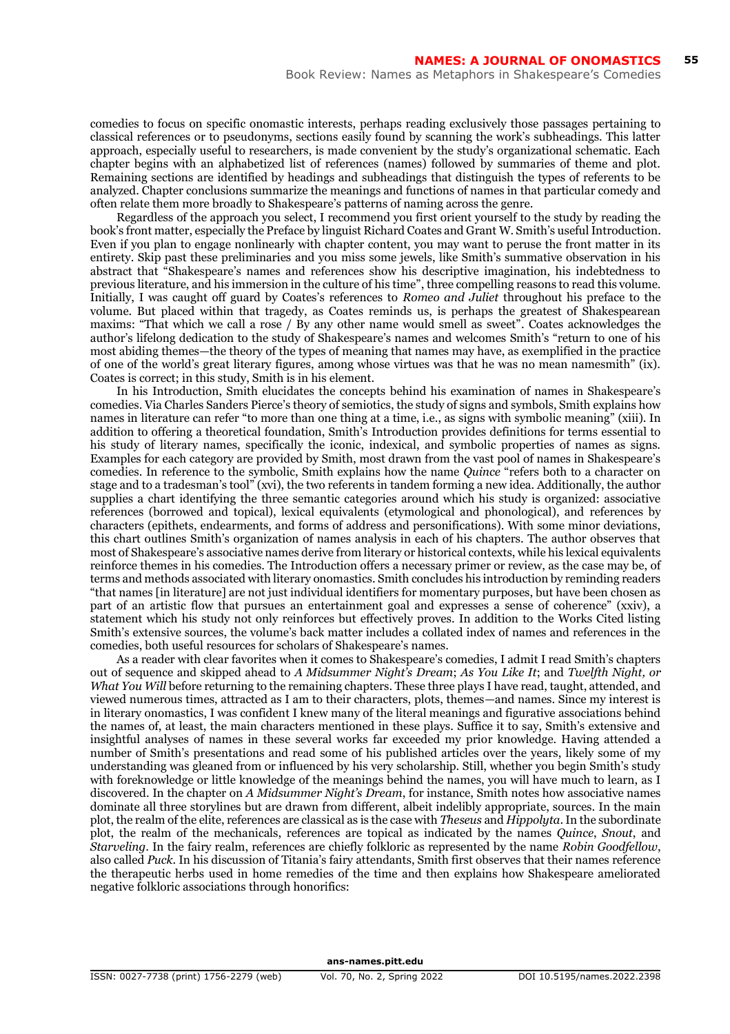comedies to focus on specific onomastic interests, perhaps reading exclusively those passages pertaining to classical references or to pseudonyms, sections easily found by scanning the work's subheadings. This latter approach, especially useful to researchers, is made convenient by the study's organizational schematic. Each chapter begins with an alphabetized list of references (names) followed by summaries of theme and plot. Remaining sections are identified by headings and subheadings that distinguish the types of referents to be analyzed. Chapter conclusions summarize the meanings and functions of names in that particular comedy and often relate them more broadly to Shakespeare's patterns of naming across the genre.

Regardless of the approach you select, I recommend you first orient yourself to the study by reading the book's front matter, especially the Preface by linguist Richard Coates and Grant W. Smith's useful Introduction. Even if you plan to engage nonlinearly with chapter content, you may want to peruse the front matter in its entirety. Skip past these preliminaries and you miss some jewels, like Smith's summative observation in his abstract that "Shakespeare's names and references show his descriptive imagination, his indebtedness to previous literature, and his immersion in the culture of his time", three compelling reasons to read this volume. Initially, I was caught off guard by Coates's references to *Romeo and Juliet* throughout his preface to the volume. But placed within that tragedy, as Coates reminds us, is perhaps the greatest of Shakespearean maxims: "That which we call a rose / By any other name would smell as sweet". Coates acknowledges the author's lifelong dedication to the study of Shakespeare's names and welcomes Smith's "return to one of his most abiding themes—the theory of the types of meaning that names may have, as exemplified in the practice of one of the world's great literary figures, among whose virtues was that he was no mean namesmith" (ix). Coates is correct; in this study, Smith is in his element.

In his Introduction, Smith elucidates the concepts behind his examination of names in Shakespeare's comedies. Via Charles Sanders Pierce's theory of semiotics, the study of signs and symbols, Smith explains how names in literature can refer "to more than one thing at a time, i.e., as signs with symbolic meaning" (xiii). In addition to offering a theoretical foundation, Smith's Introduction provides definitions for terms essential to his study of literary names, specifically the iconic, indexical, and symbolic properties of names as signs. Examples for each category are provided by Smith, most drawn from the vast pool of names in Shakespeare's comedies. In reference to the symbolic, Smith explains how the name *Quince* "refers both to a character on stage and to a tradesman's tool" (xvi), the two referents in tandem forming a new idea. Additionally, the author supplies a chart identifying the three semantic categories around which his study is organized: associative references (borrowed and topical), lexical equivalents (etymological and phonological), and references by characters (epithets, endearments, and forms of address and personifications). With some minor deviations, this chart outlines Smith's organization of names analysis in each of his chapters. The author observes that most of Shakespeare's associative names derive from literary or historical contexts, while his lexical equivalents reinforce themes in his comedies. The Introduction offers a necessary primer or review, as the case may be, of terms and methods associated with literary onomastics. Smith concludes his introduction by reminding readers "that names [in literature] are not just individual identifiers for momentary purposes, but have been chosen as part of an artistic flow that pursues an entertainment goal and expresses a sense of coherence" (xxiv), a statement which his study not only reinforces but effectively proves. In addition to the Works Cited listing Smith's extensive sources, the volume's back matter includes a collated index of names and references in the comedies, both useful resources for scholars of Shakespeare's names.

As a reader with clear favorites when it comes to Shakespeare's comedies, I admit I read Smith's chapters out of sequence and skipped ahead to *A Midsummer Night's Dream*; *As You Like It*; and *Twelfth Night, or What You Will* before returning to the remaining chapters. These three plays I have read, taught, attended, and viewed numerous times, attracted as I am to their characters, plots, themes—and names. Since my interest is in literary onomastics, I was confident I knew many of the literal meanings and figurative associations behind the names of, at least, the main characters mentioned in these plays. Suffice it to say, Smith's extensive and insightful analyses of names in these several works far exceeded my prior knowledge. Having attended a number of Smith's presentations and read some of his published articles over the years, likely some of my understanding was gleaned from or influenced by his very scholarship. Still, whether you begin Smith's study with foreknowledge or little knowledge of the meanings behind the names, you will have much to learn, as I discovered. In the chapter on *A Midsummer Night's Dream*, for instance, Smith notes how associative names dominate all three storylines but are drawn from different, albeit indelibly appropriate, sources. In the main plot, the realm of the elite, references are classical as is the case with *Theseus* and *Hippolyta*. In the subordinate plot, the realm of the mechanicals, references are topical as indicated by the names *Quince*, *Snout*, and *Starveling*. In the fairy realm, references are chiefly folkloric as represented by the name *Robin Goodfellow*, also called *Puck*. In his discussion of Titania's fairy attendants, Smith first observes that their names reference the therapeutic herbs used in home remedies of the time and then explains how Shakespeare ameliorated negative folkloric associations through honorifics: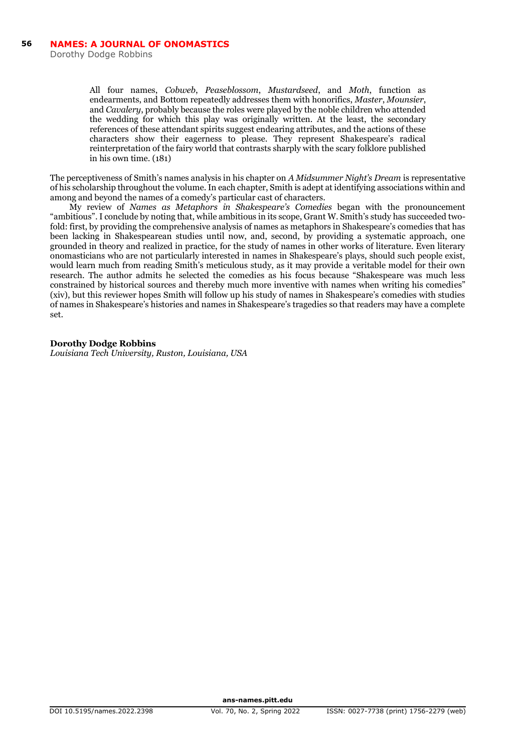> All four names, *Cobweb*, *Peaseblossom*, *Mustardseed*, and *Moth*, function as endearments, and Bottom repeatedly addresses them with honorifics, *Master*, *Mounsier*, and *Cavalery*, probably because the roles were played by the noble children who attended the wedding for which this play was originally written. At the least, the secondary references of these attendant spirits suggest endearing attributes, and the actions of these characters show their eagerness to please. They represent Shakespeare's radical reinterpretation of the fairy world that contrasts sharply with the scary folklore published in his own time. (181)

The perceptiveness of Smith's names analysis in his chapter on *A Midsummer Night's Dream* is representative of his scholarship throughout the volume. In each chapter, Smith is adept at identifying associations within and among and beyond the names of a comedy's particular cast of characters.

My review of *Names as Metaphors in Shakespeare's Comedies* began with the pronouncement "ambitious". I conclude by noting that, while ambitious in its scope, Grant W. Smith's study has succeeded two-fold: first, by providing the comprehensive analysis of names as metaphors in Shakespeare's comedies that has been lacking in Shakespearean studies until now, and, second, by providing a systematic approach, one grounded in theory and realized in practice, for the study of names in other works of literature. Even literary onomasticians who are not particularly interested in names in Shakespeare's plays, should such people exist, would learn much from reading Smith's meticulous study, as it may provide a veritable model for their own research. The author admits he selected the comedies as his focus because "Shakespeare was much less constrained by historical sources and thereby much more inventive with names when writing his comedies" (xiv), but this reviewer hopes Smith will follow up his study of names in Shakespeare's comedies with studies of names in Shakespeare's histories and names in Shakespeare's tragedies so that readers may have a complete set.

**Dorothy Dodge Robbins**
*Louisiana Tech University, Ruston, Louisiana, USA*